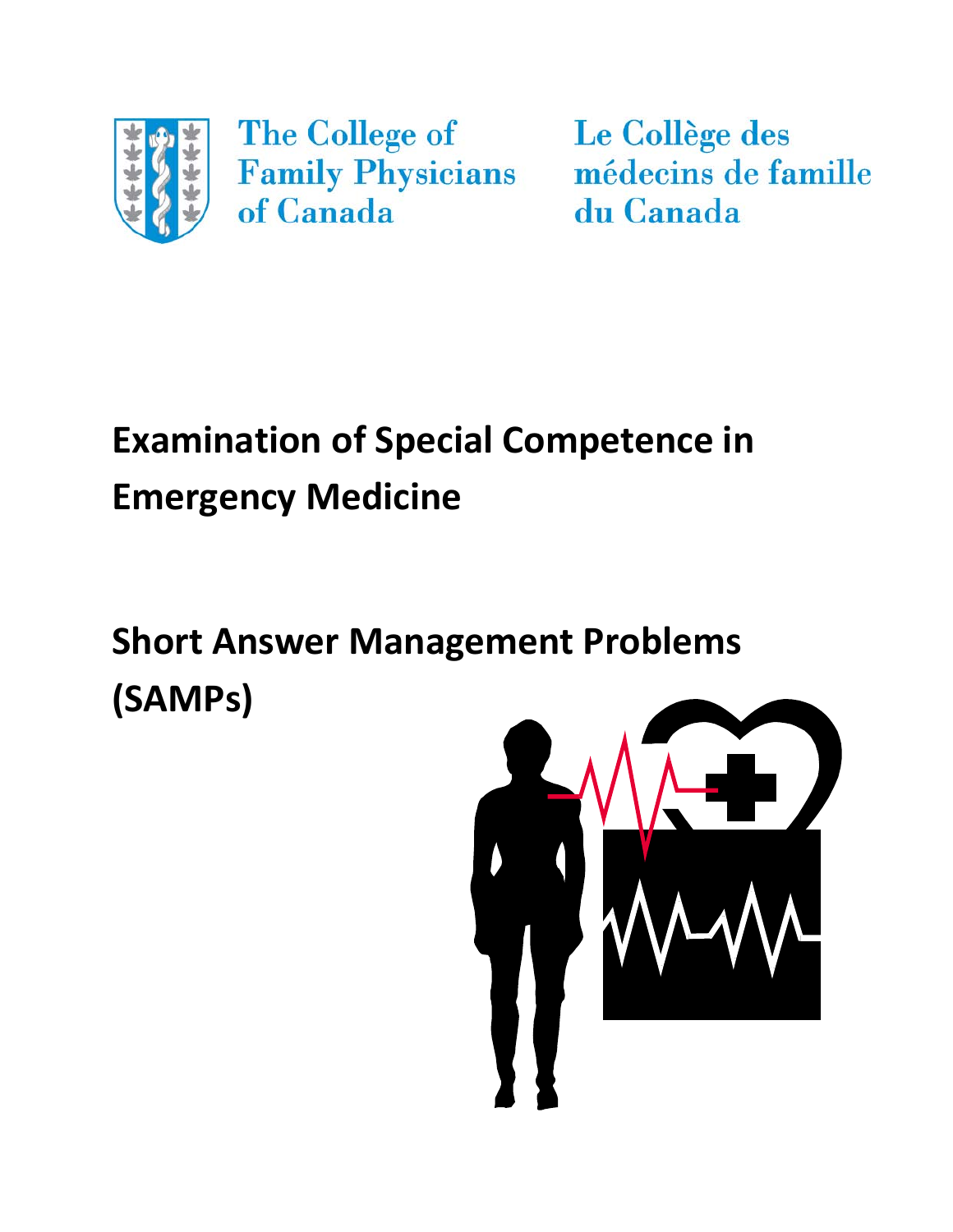The College of Family Physicians of Canada

Le Collège des médecins de famille du Canada

# Examination of Special Competence in Emergency Medicine

# Short Answer Management Problems (SAMPs)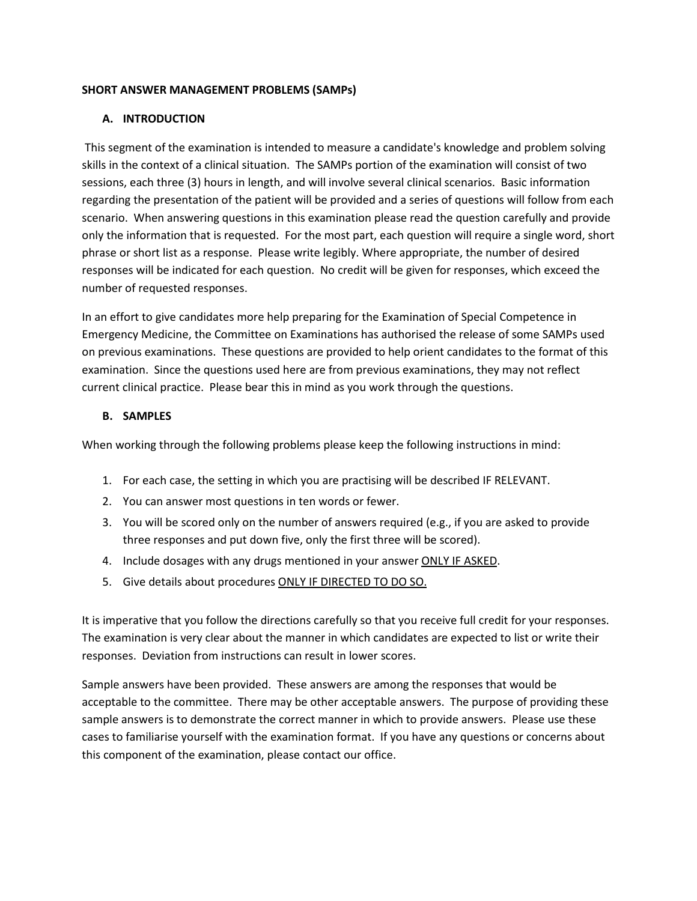**SHORT ANSWER MANAGEMENT PROBLEMS (SAMPs)**

## A. INTRODUCTION

This segment of the examination is intended to measure a candidate's knowledge and problem solving skills in the context of a clinical situation. The SAMPs portion of the examination will consist of two sessions, each three (3) hours in length, and will involve several clinical scenarios. Basic information regarding the presentation of the patient will be provided and a series of questions will follow from each scenario. When answering questions in this examination please read the question carefully and provide only the information that is requested. For the most part, each question will require a single word, short phrase or short list as a response. Please write legibly. Where appropriate, the number of desired responses will be indicated for each question. No credit will be given for responses, which exceed the number of requested responses.

In an effort to give candidates more help preparing for the Examination of Special Competence in Emergency Medicine, the Committee on Examinations has authorised the release of some SAMPs used on previous examinations. These questions are provided to help orient candidates to the format of this examination. Since the questions used here are from previous examinations, they may not reflect current clinical practice. Please bear this in mind as you work through the questions.

## B. SAMPLES

When working through the following problems please keep the following instructions in mind:

1. For each case, the setting in which you are practising will be described IF RELEVANT.
2. You can answer most questions in ten words or fewer.
3. You will be scored only on the number of answers required (e.g., if you are asked to provide three responses and put down five, only the first three will be scored).
4. Include dosages with any drugs mentioned in your answer <u>ONLY IF ASKED</u>.
5. Give details about procedures <u>ONLY IF DIRECTED TO DO SO.</u>

It is imperative that you follow the directions carefully so that you receive full credit for your responses. The examination is very clear about the manner in which candidates are expected to list or write their responses. Deviation from instructions can result in lower scores.

Sample answers have been provided. These answers are among the responses that would be acceptable to the committee. There may be other acceptable answers. The purpose of providing these sample answers is to demonstrate the correct manner in which to provide answers. Please use these cases to familiarise yourself with the examination format. If you have any questions or concerns about this component of the examination, please contact our office.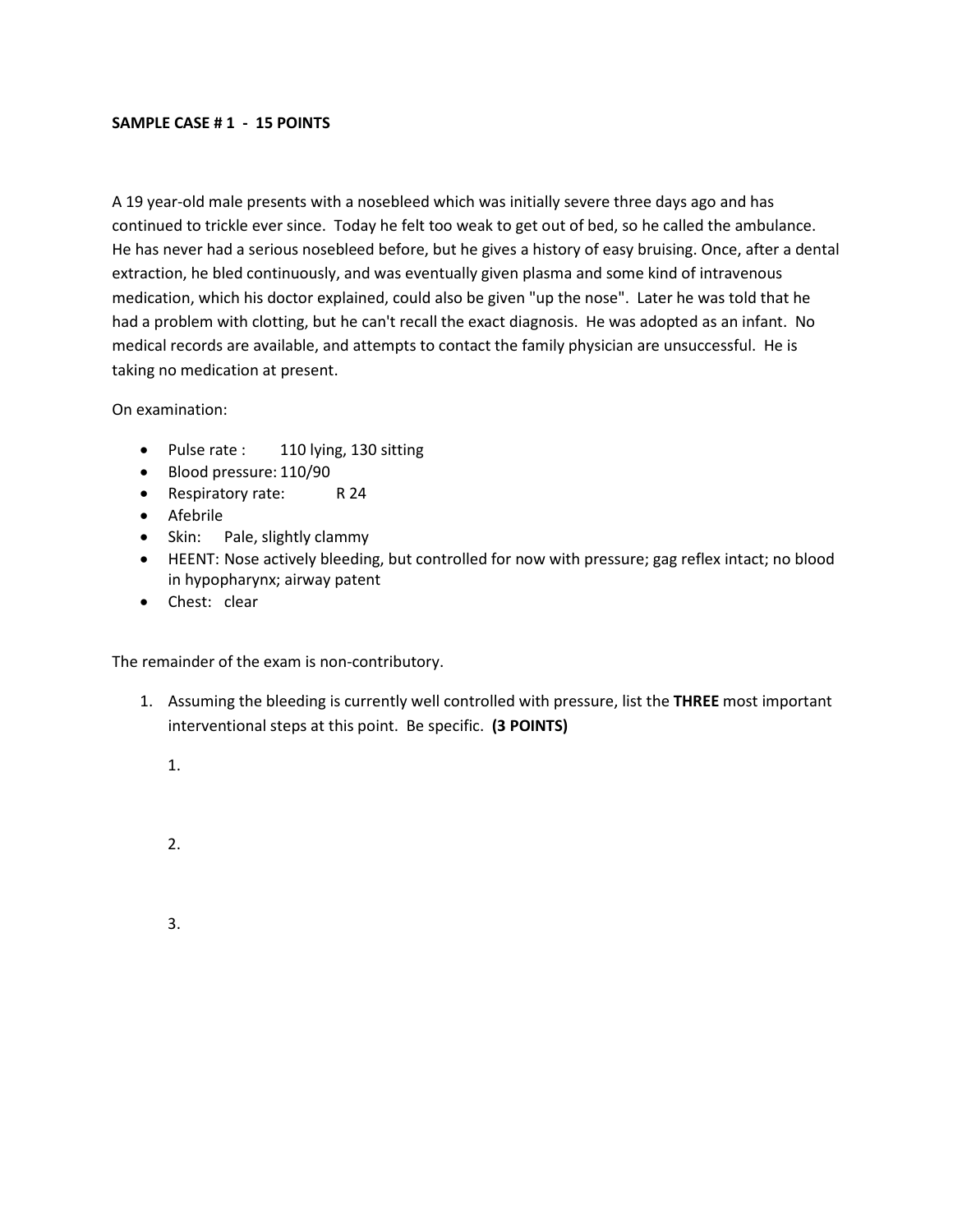**SAMPLE CASE # 1 - 15 POINTS**

A 19 year-old male presents with a nosebleed which was initially severe three days ago and has continued to trickle ever since. Today he felt too weak to get out of bed, so he called the ambulance. He has never had a serious nosebleed before, but he gives a history of easy bruising. Once, after a dental extraction, he bled continuously, and was eventually given plasma and some kind of intravenous medication, which his doctor explained, could also be given "up the nose". Later he was told that he had a problem with clotting, but he can't recall the exact diagnosis. He was adopted as an infant. No medical records are available, and attempts to contact the family physician are unsuccessful. He is taking no medication at present.

On examination:

- Pulse rate : 110 lying, 130 sitting
- Blood pressure: 110/90
- Respiratory rate: R 24
- Afebrile
- Skin: Pale, slightly clammy
- HEENT: Nose actively bleeding, but controlled for now with pressure; gag reflex intact; no blood in hypopharynx; airway patent
- Chest: clear

The remainder of the exam is non-contributory.

1. Assuming the bleeding is currently well controlled with pressure, list the **THREE** most important interventional steps at this point. Be specific. **(3 POINTS)**

   1.

   2.

   3.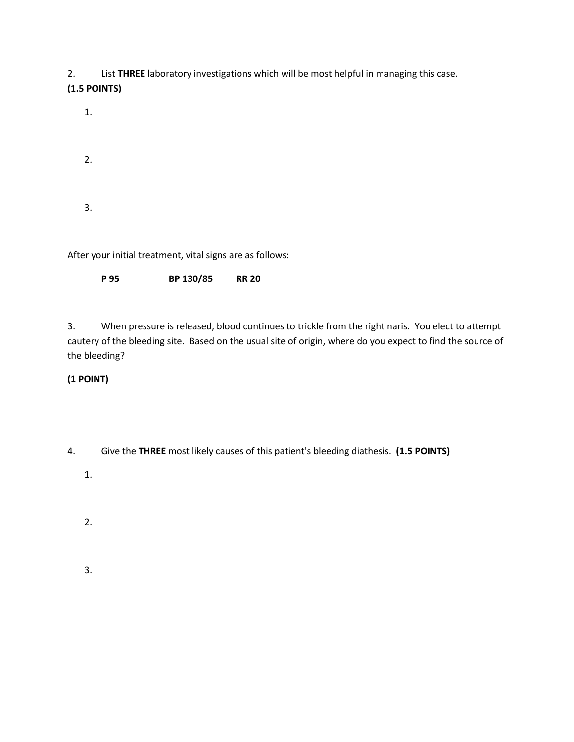2. List **THREE** laboratory investigations which will be most helpful in managing this case. **(1.5 POINTS)**

1.

2.

3.

After your initial treatment, vital signs are as follows:

**P 95** **BP 130/85** **RR 20**

3. When pressure is released, blood continues to trickle from the right naris. You elect to attempt cautery of the bleeding site. Based on the usual site of origin, where do you expect to find the source of the bleeding?

**(1 POINT)**

4. Give the **THREE** most likely causes of this patient's bleeding diathesis. **(1.5 POINTS)**

1.

2.

3.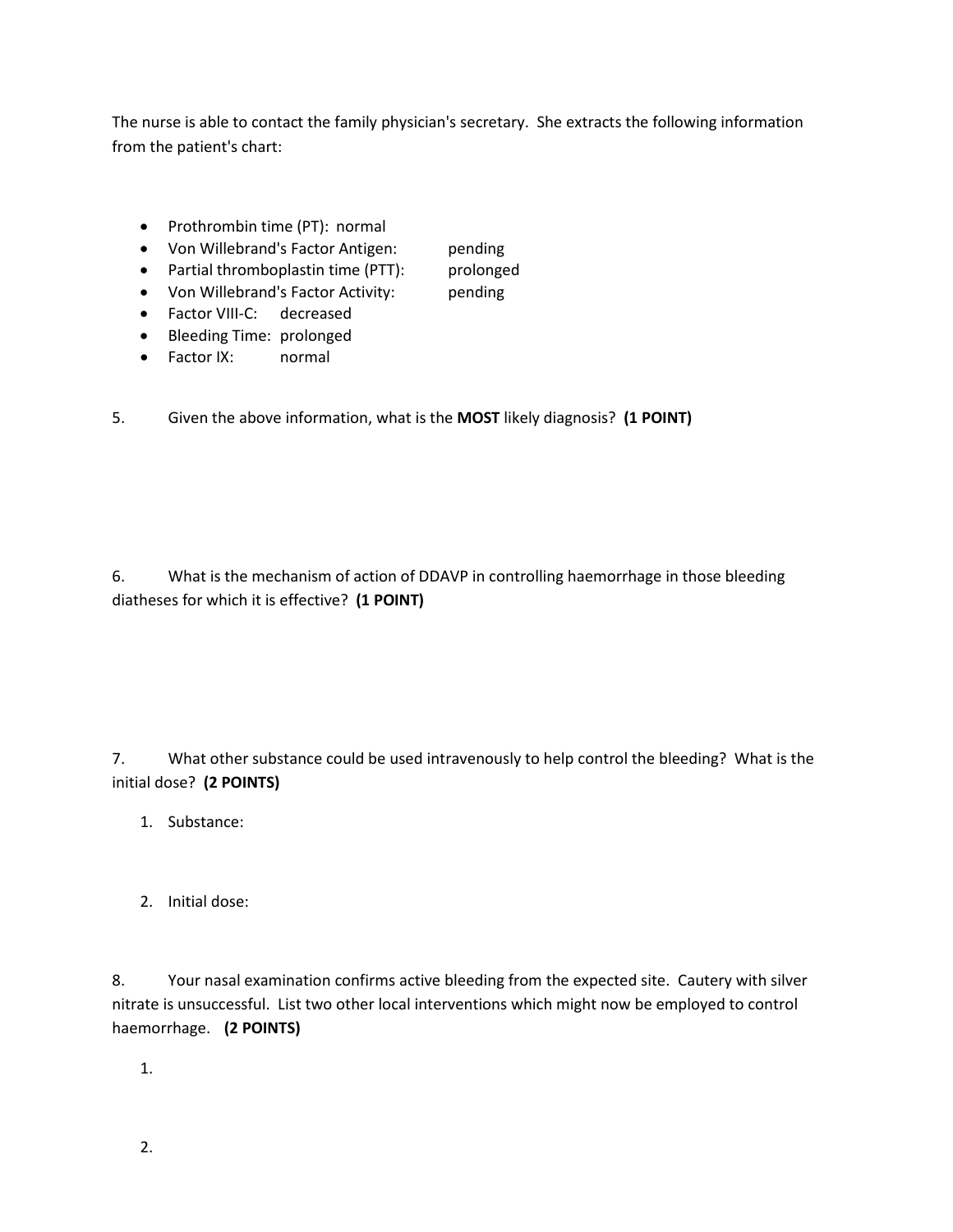The nurse is able to contact the family physician's secretary. She extracts the following information from the patient's chart:

- Prothrombin time (PT): normal
- Von Willebrand's Factor Antigen: pending
- Partial thromboplastin time (PTT): prolonged
- Von Willebrand's Factor Activity: pending
- Factor VIII-C: decreased
- Bleeding Time: prolonged
- Factor IX: normal

5. Given the above information, what is the **MOST** likely diagnosis? **(1 POINT)**

6. What is the mechanism of action of DDAVP in controlling haemorrhage in those bleeding diatheses for which it is effective? **(1 POINT)**

7. What other substance could be used intravenously to help control the bleeding? What is the initial dose? **(2 POINTS)**

1. Substance:

2. Initial dose:

8. Your nasal examination confirms active bleeding from the expected site. Cautery with silver nitrate is unsuccessful. List two other local interventions which might now be employed to control haemorrhage. **(2 POINTS)**

1.

2.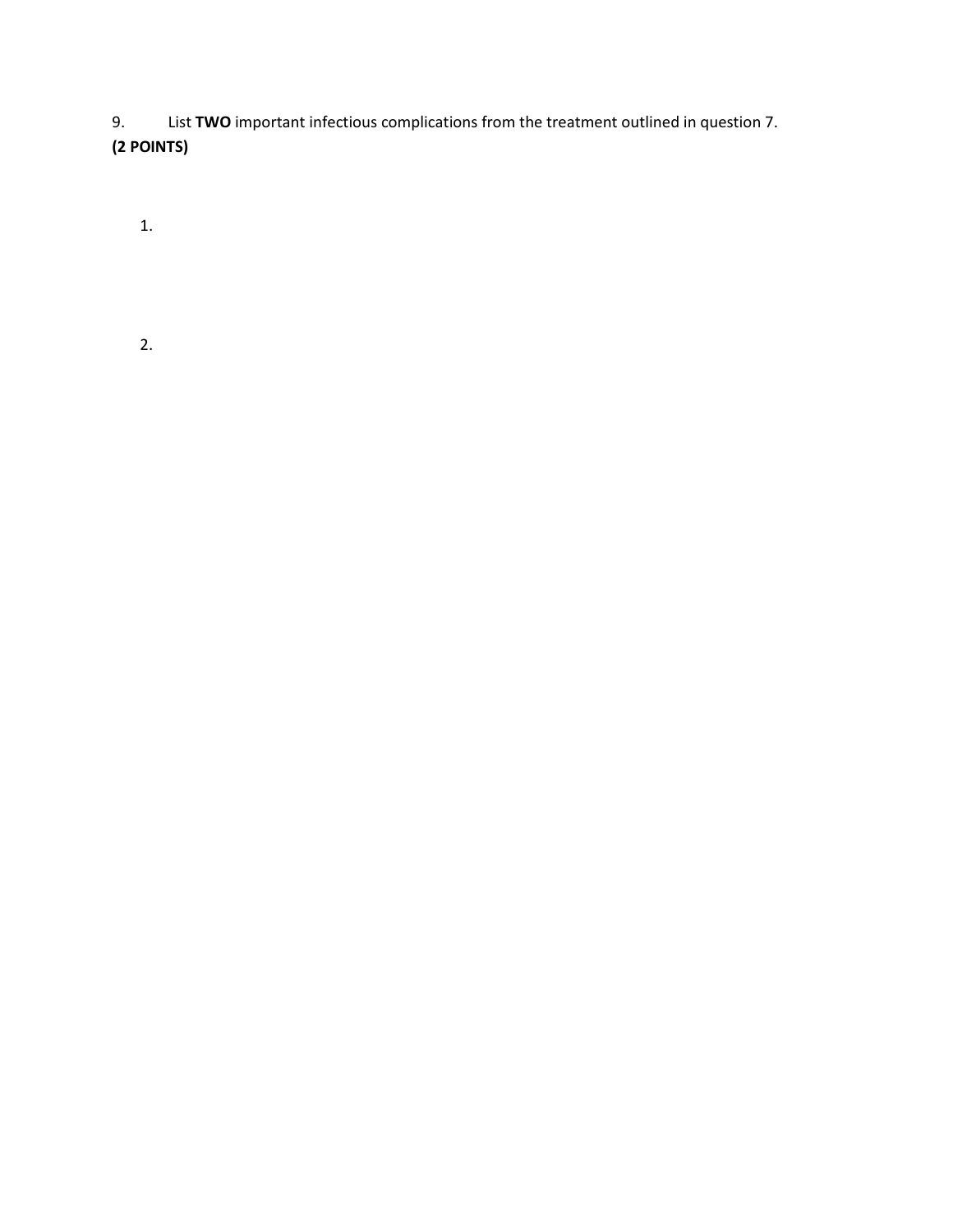9. List **TWO** important infectious complications from the treatment outlined in question 7.
**(2 POINTS)**

1.

2.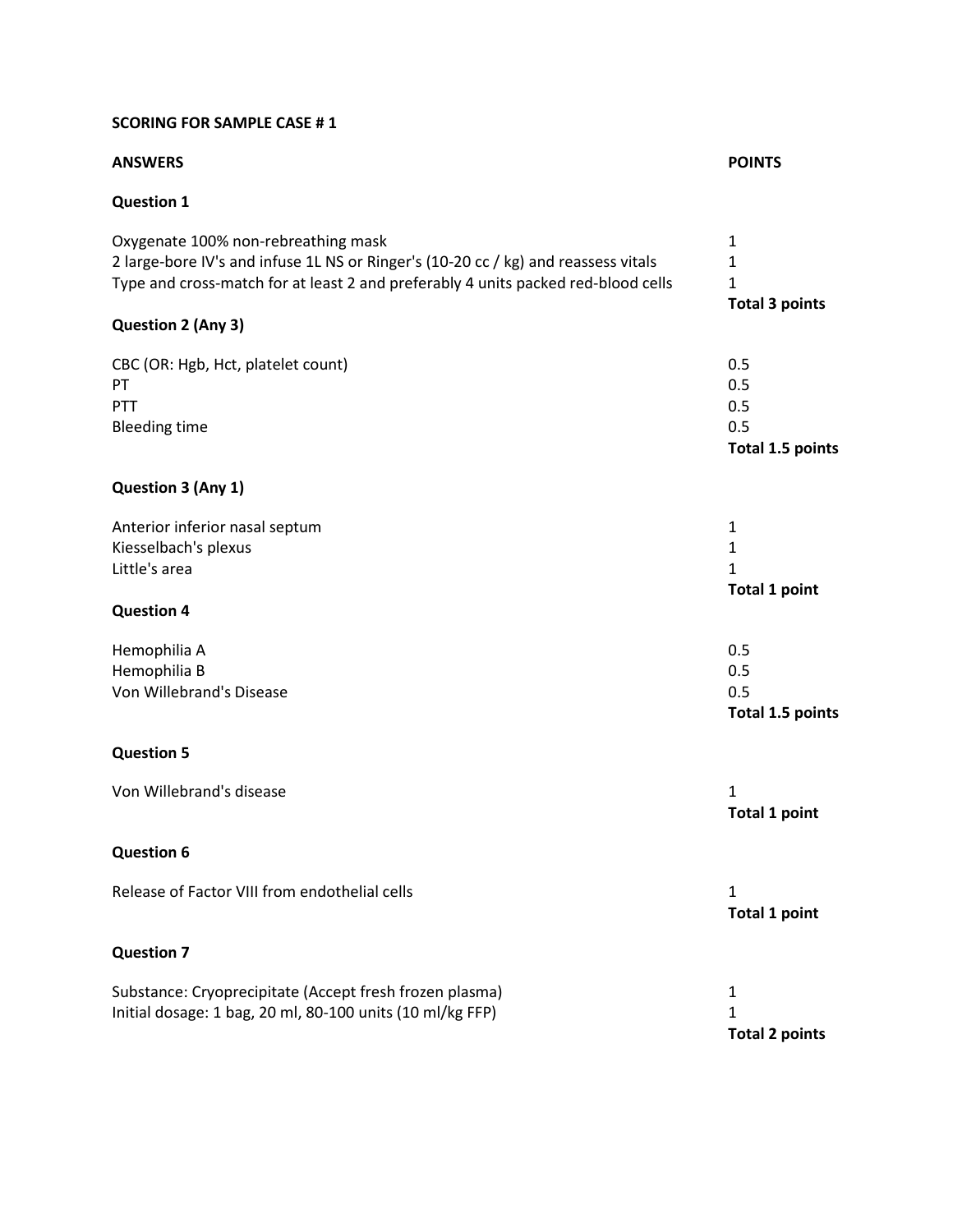**SCORING FOR SAMPLE CASE # 1**

| **ANSWERS** | **POINTS** |
|---|---|
| **Question 1** | |
| Oxygenate 100% non-rebreathing mask | 1 |
| 2 large-bore IV's and infuse 1L NS or Ringer's (10-20 cc / kg) and reassess vitals | 1 |
| Type and cross-match for at least 2 and preferably 4 units packed red-blood cells | 1 |
| | **Total 3 points** |
| **Question 2 (Any 3)** | |
| CBC (OR: Hgb, Hct, platelet count) | 0.5 |
| PT | 0.5 |
| PTT | 0.5 |
| Bleeding time | 0.5 |
| | **Total 1.5 points** |
| **Question 3 (Any 1)** | |
| Anterior inferior nasal septum | 1 |
| Kiesselbach's plexus | 1 |
| Little's area | 1 |
| | **Total 1 point** |
| **Question 4** | |
| Hemophilia A | 0.5 |
| Hemophilia B | 0.5 |
| Von Willebrand's Disease | 0.5 |
| | **Total 1.5 points** |
| **Question 5** | |
| Von Willebrand's disease | 1 |
| | **Total 1 point** |
| **Question 6** | |
| Release of Factor VIII from endothelial cells | 1 |
| | **Total 1 point** |
| **Question 7** | |
| Substance: Cryoprecipitate (Accept fresh frozen plasma) | 1 |
| Initial dosage: 1 bag, 20 ml, 80-100 units (10 ml/kg FFP) | 1 |
| | **Total 2 points** |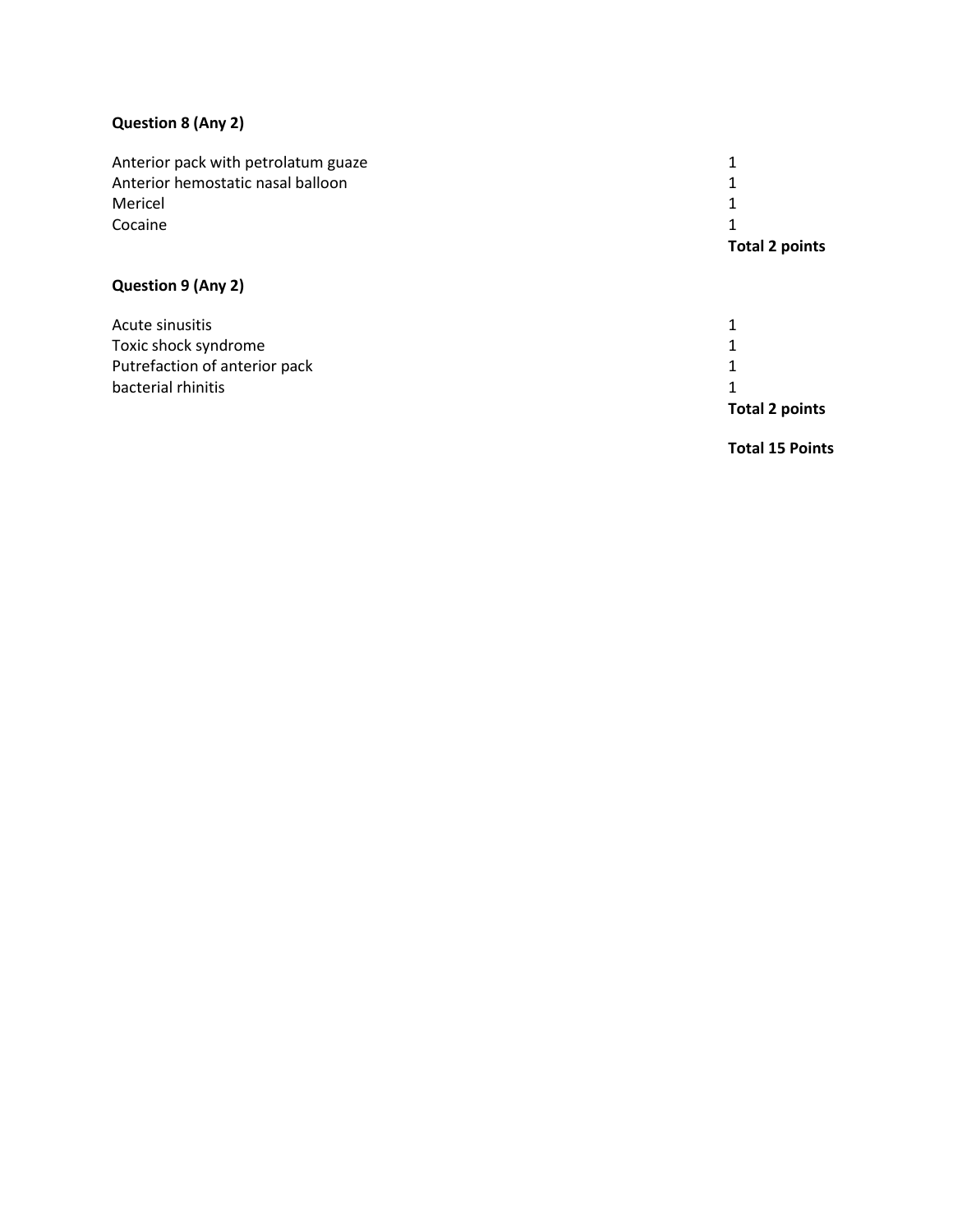**Question 8 (Any 2)**

| | |
|---|---|
| Anterior pack with petrolatum guaze | 1 |
| Anterior hemostatic nasal balloon | 1 |
| Mericel | 1 |
| Cocaine | 1 |
| | **Total 2 points** |

**Question 9 (Any 2)**

| | |
|---|---|
| Acute sinusitis | 1 |
| Toxic shock syndrome | 1 |
| Putrefaction of anterior pack | 1 |
| bacterial rhinitis | 1 |
| | **Total 2 points** |

**Total 15 Points**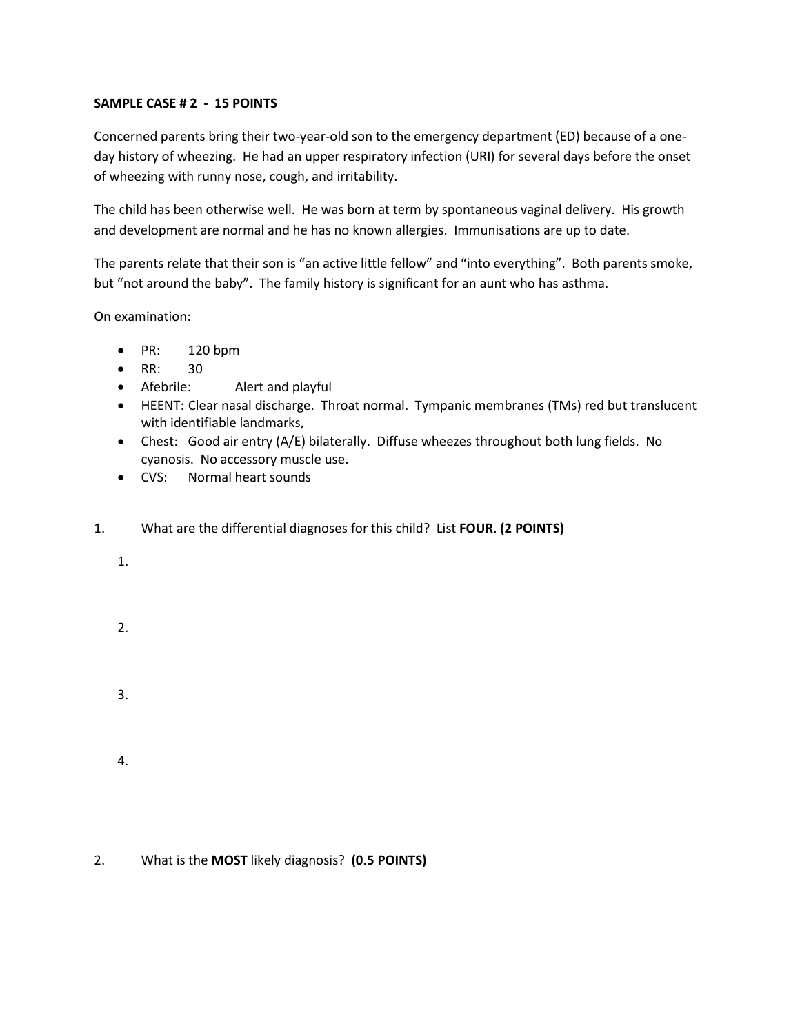**SAMPLE CASE # 2 - 15 POINTS**

Concerned parents bring their two-year-old son to the emergency department (ED) because of a one-day history of wheezing. He had an upper respiratory infection (URI) for several days before the onset of wheezing with runny nose, cough, and irritability.

The child has been otherwise well. He was born at term by spontaneous vaginal delivery. His growth and development are normal and he has no known allergies. Immunisations are up to date.

The parents relate that their son is "an active little fellow" and "into everything". Both parents smoke, but "not around the baby". The family history is significant for an aunt who has asthma.

On examination:

- PR: 120 bpm
- RR: 30
- Afebrile: Alert and playful
- HEENT: Clear nasal discharge. Throat normal. Tympanic membranes (TMs) red but translucent with identifiable landmarks,
- Chest: Good air entry (A/E) bilaterally. Diffuse wheezes throughout both lung fields. No cyanosis. No accessory muscle use.
- CVS: Normal heart sounds

1. What are the differential diagnoses for this child? List **FOUR**. **(2 POINTS)**

   1.

   2.

   3.

   4.

2. What is the **MOST** likely diagnosis? **(0.5 POINTS)**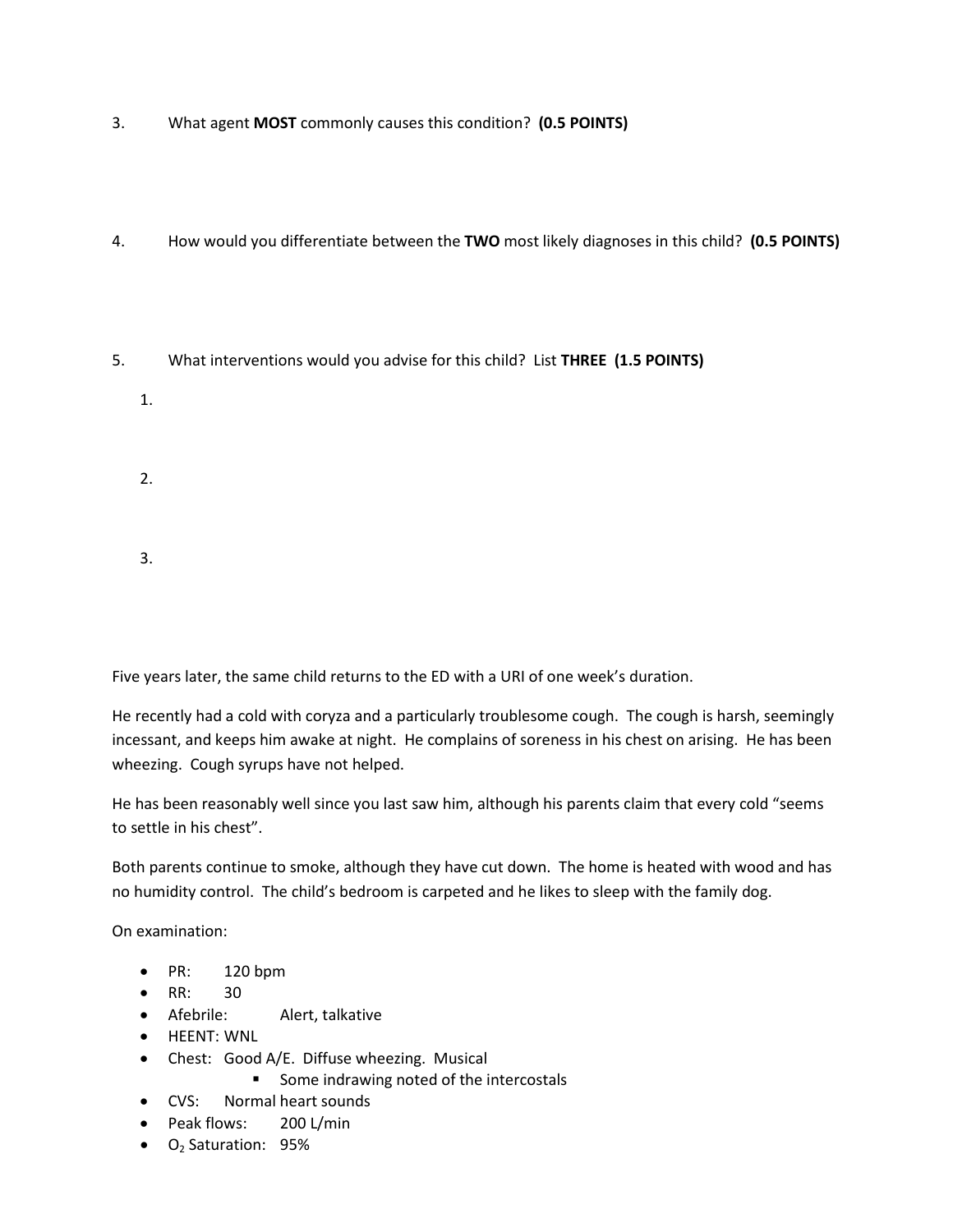3. What agent **MOST** commonly causes this condition? **(0.5 POINTS)**

4. How would you differentiate between the **TWO** most likely diagnoses in this child? **(0.5 POINTS)**

5. What interventions would you advise for this child? List **THREE (1.5 POINTS)**

   1.

   2.

   3.

Five years later, the same child returns to the ED with a URI of one week's duration.

He recently had a cold with coryza and a particularly troublesome cough. The cough is harsh, seemingly incessant, and keeps him awake at night. He complains of soreness in his chest on arising. He has been wheezing. Cough syrups have not helped.

He has been reasonably well since you last saw him, although his parents claim that every cold "seems to settle in his chest".

Both parents continue to smoke, although they have cut down. The home is heated with wood and has no humidity control. The child's bedroom is carpeted and he likes to sleep with the family dog.

On examination:

- PR: 120 bpm
- RR: 30
- Afebrile: Alert, talkative
- HEENT: WNL
- Chest: Good A/E. Diffuse wheezing. Musical
    - Some indrawing noted of the intercostals
- CVS: Normal heart sounds
- Peak flows: 200 L/min
- $O_2$ Saturation: 95%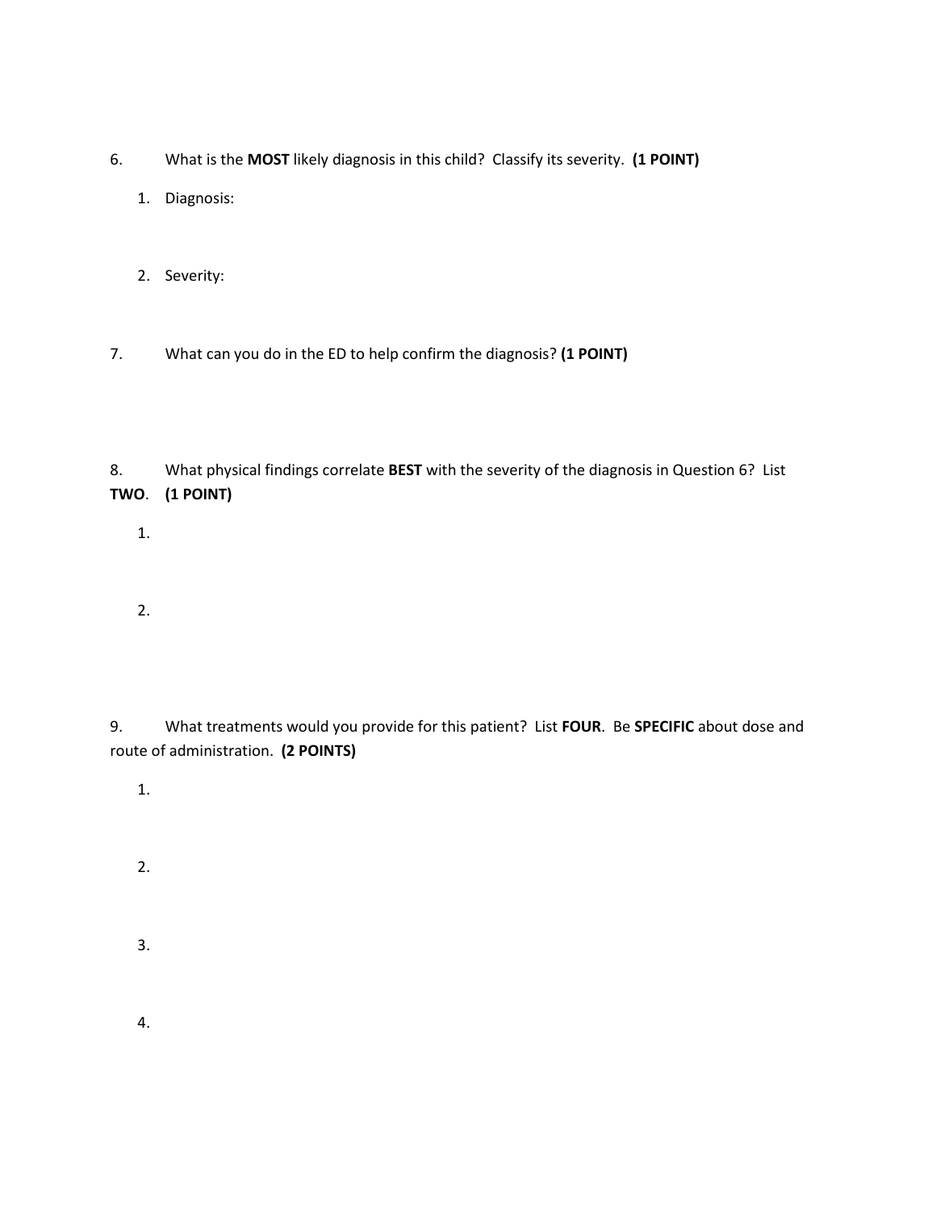6. What is the **MOST** likely diagnosis in this child? Classify its severity. **(1 POINT)**

   1. Diagnosis:

   2. Severity:

7. What can you do in the ED to help confirm the diagnosis? **(1 POINT)**

8. What physical findings correlate **BEST** with the severity of the diagnosis in Question 6? List **TWO**. **(1 POINT)**

   1.

   2.

9. What treatments would you provide for this patient? List **FOUR**. Be **SPECIFIC** about dose and route of administration. **(2 POINTS)**

   1.

   2.

   3.

   4.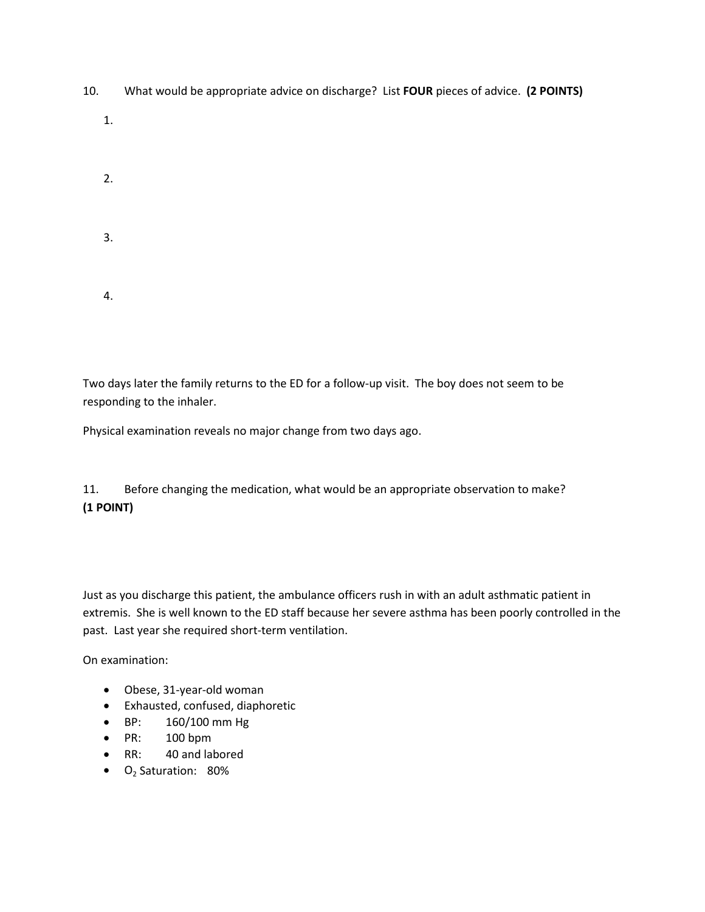10. What would be appropriate advice on discharge? List **FOUR** pieces of advice. **(2 POINTS)**

   1.

   2.

   3.

   4.

Two days later the family returns to the ED for a follow-up visit. The boy does not seem to be responding to the inhaler.

Physical examination reveals no major change from two days ago.

11. Before changing the medication, what would be an appropriate observation to make? **(1 POINT)**

Just as you discharge this patient, the ambulance officers rush in with an adult asthmatic patient in extremis. She is well known to the ED staff because her severe asthma has been poorly controlled in the past. Last year she required short-term ventilation.

On examination:

- Obese, 31-year-old woman
- Exhausted, confused, diaphoretic
- BP: 160/100 mm Hg
- PR: 100 bpm
- RR: 40 and labored
- $O_2$ Saturation: 80%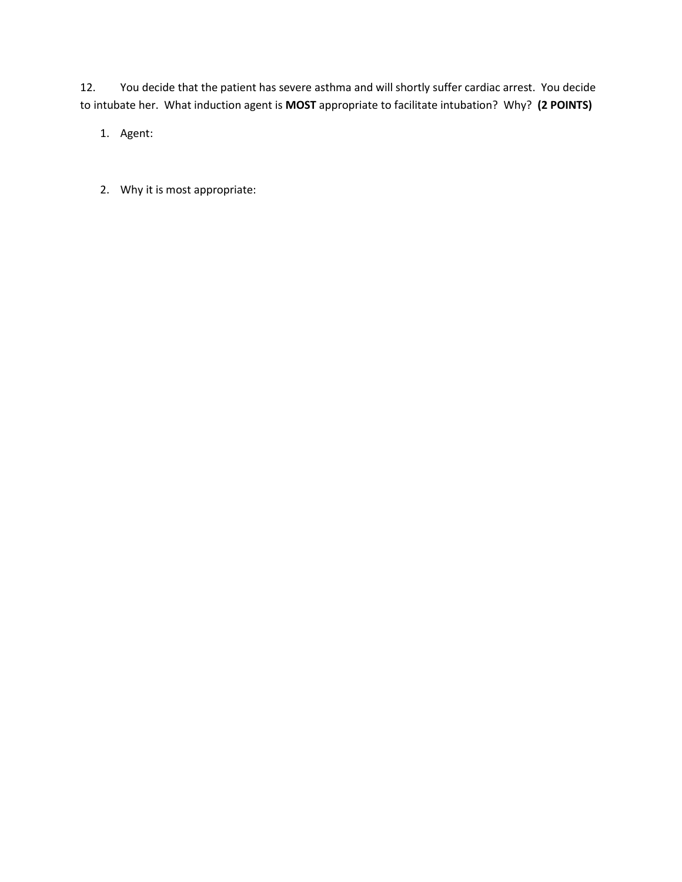12. You decide that the patient has severe asthma and will shortly suffer cardiac arrest. You decide to intubate her. What induction agent is **MOST** appropriate to facilitate intubation? Why? **(2 POINTS)**

1. Agent:

2. Why it is most appropriate: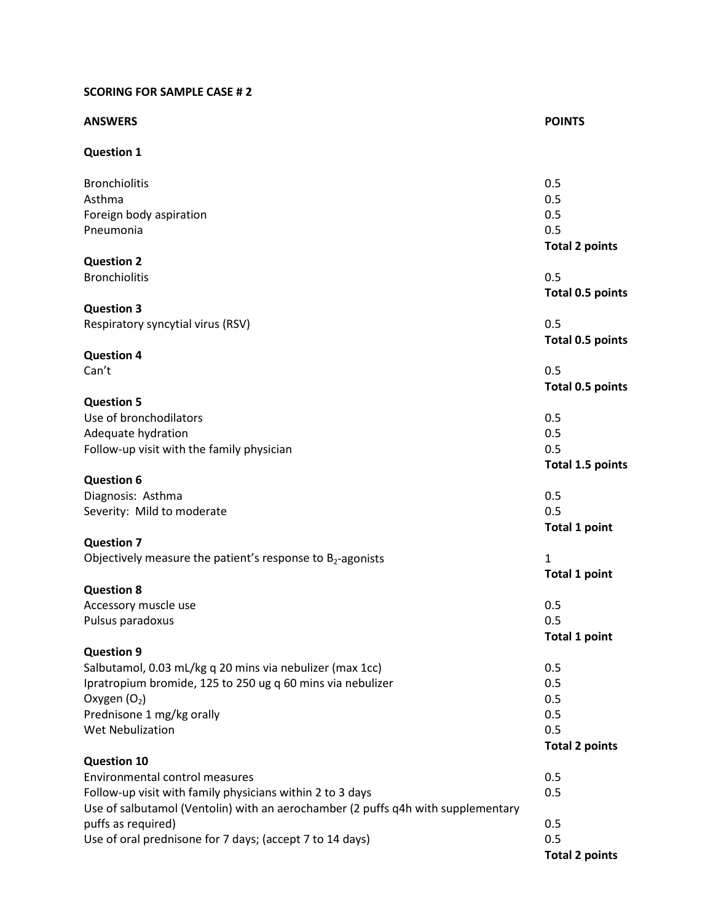**SCORING FOR SAMPLE CASE # 2**

| **ANSWERS** | **POINTS** |
| --- | --- |
| **Question 1** | |
| Bronchiolitis | 0.5 |
| Asthma | 0.5 |
| Foreign body aspiration | 0.5 |
| Pneumonia | 0.5 |
| | **Total 2 points** |
| **Question 2** | |
| Bronchiolitis | 0.5 |
| | **Total 0.5 points** |
| **Question 3** | |
| Respiratory syncytial virus (RSV) | 0.5 |
| | **Total 0.5 points** |
| **Question 4** | |
| Can't | 0.5 |
| | **Total 0.5 points** |
| **Question 5** | |
| Use of bronchodilators | 0.5 |
| Adequate hydration | 0.5 |
| Follow-up visit with the family physician | 0.5 |
| | **Total 1.5 points** |
| **Question 6** | |
| Diagnosis: Asthma | 0.5 |
| Severity: Mild to moderate | 0.5 |
| | **Total 1 point** |
| **Question 7** | |
| Objectively measure the patient's response to $B_2$-agonists | 1 |
| | **Total 1 point** |
| **Question 8** | |
| Accessory muscle use | 0.5 |
| Pulsus paradoxus | 0.5 |
| | **Total 1 point** |
| **Question 9** | |
| Salbutamol, 0.03 mL/kg q 20 mins via nebulizer (max 1cc) | 0.5 |
| Ipratropium bromide, 125 to 250 ug q 60 mins via nebulizer | 0.5 |
| Oxygen ($O_2$) | 0.5 |
| Prednisone 1 mg/kg orally | 0.5 |
| Wet Nebulization | 0.5 |
| | **Total 2 points** |
| **Question 10** | |
| Environmental control measures | 0.5 |
| Follow-up visit with family physicians within 2 to 3 days | 0.5 |
| Use of salbutamol (Ventolin) with an aerochamber (2 puffs q4h with supplementary puffs as required) | 0.5 |
| Use of oral prednisone for 7 days; (accept 7 to 14 days) | 0.5 |
| | **Total 2 points** |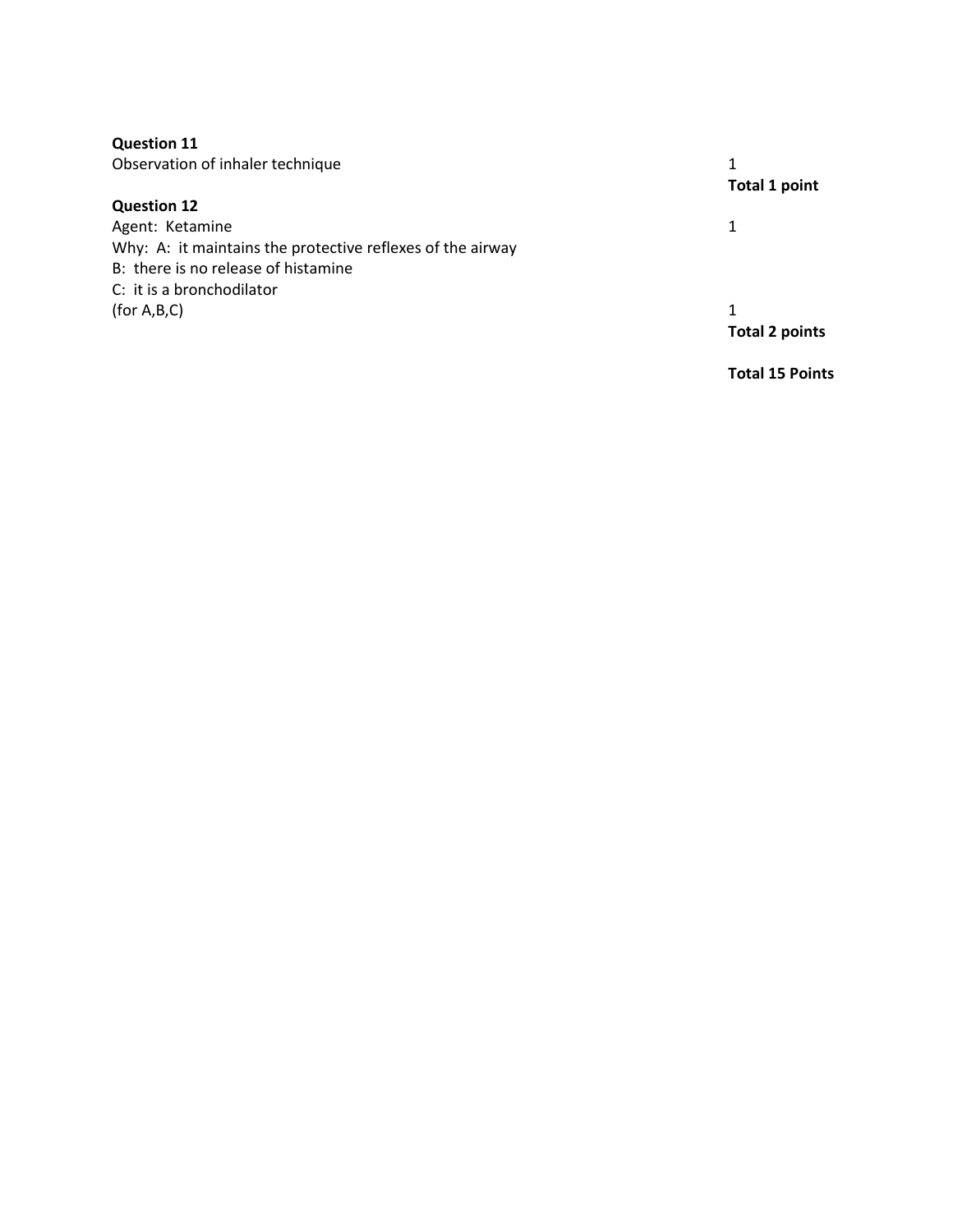**Question 11**

| | |
|---|---|
| Observation of inhaler technique | 1 |
| | **Total 1 point** |

**Question 12**

| | |
|---|---|
| Agent: Ketamine | 1 |
| Why: A: it maintains the protective reflexes of the airway | |
| B: there is no release of histamine | |
| C: it is a bronchodilator | |
| (for A,B,C) | 1 |
| | **Total 2 points** |
| | |
| | **Total 15 Points** |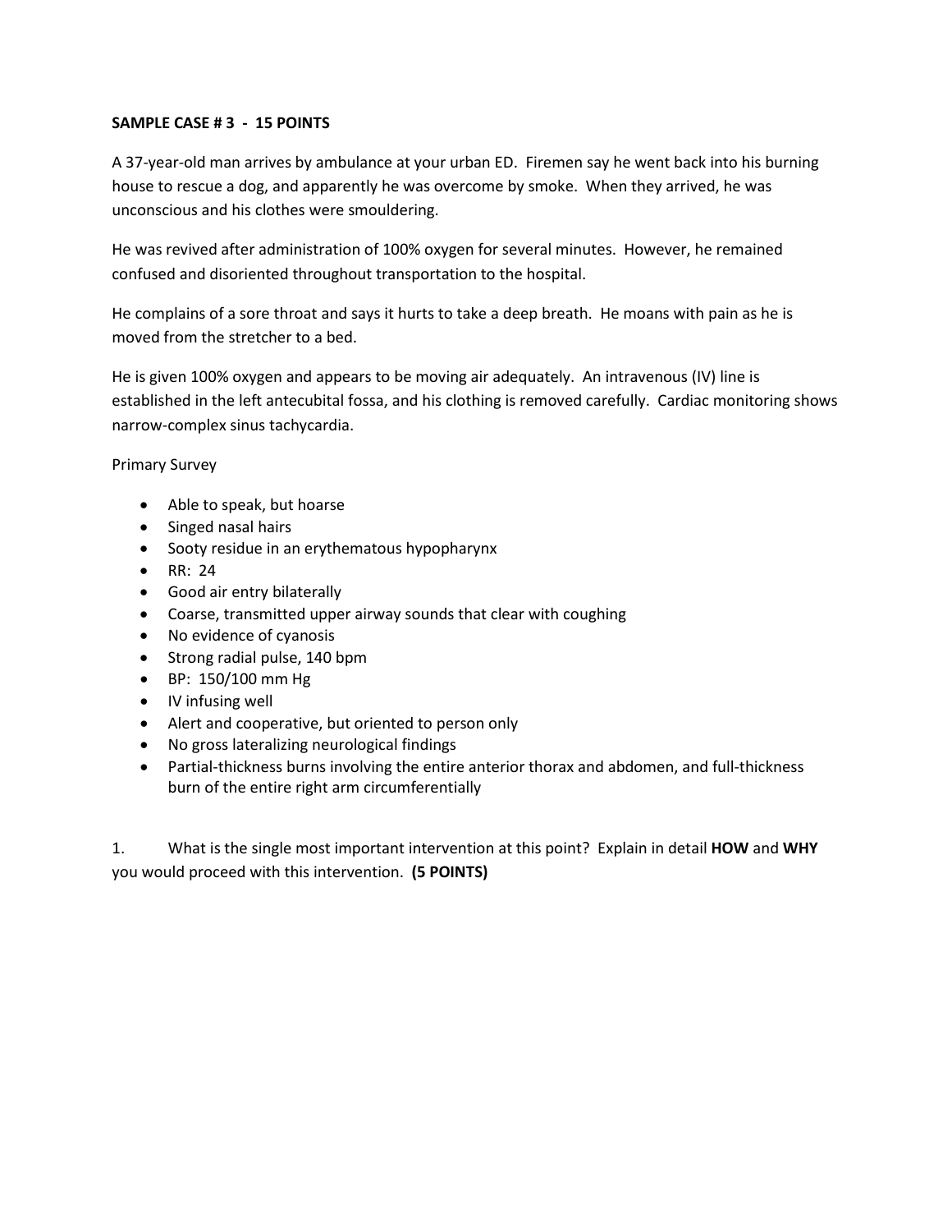**SAMPLE CASE # 3 - 15 POINTS**

A 37-year-old man arrives by ambulance at your urban ED. Firemen say he went back into his burning house to rescue a dog, and apparently he was overcome by smoke. When they arrived, he was unconscious and his clothes were smouldering.

He was revived after administration of 100% oxygen for several minutes. However, he remained confused and disoriented throughout transportation to the hospital.

He complains of a sore throat and says it hurts to take a deep breath. He moans with pain as he is moved from the stretcher to a bed.

He is given 100% oxygen and appears to be moving air adequately. An intravenous (IV) line is established in the left antecubital fossa, and his clothing is removed carefully. Cardiac monitoring shows narrow-complex sinus tachycardia.

Primary Survey

- Able to speak, but hoarse
- Singed nasal hairs
- Sooty residue in an erythematous hypopharynx
- RR: 24
- Good air entry bilaterally
- Coarse, transmitted upper airway sounds that clear with coughing
- No evidence of cyanosis
- Strong radial pulse, 140 bpm
- BP: 150/100 mm Hg
- IV infusing well
- Alert and cooperative, but oriented to person only
- No gross lateralizing neurological findings
- Partial-thickness burns involving the entire anterior thorax and abdomen, and full-thickness burn of the entire right arm circumferentially

1. What is the single most important intervention at this point? Explain in detail **HOW** and **WHY** you would proceed with this intervention. **(5 POINTS)**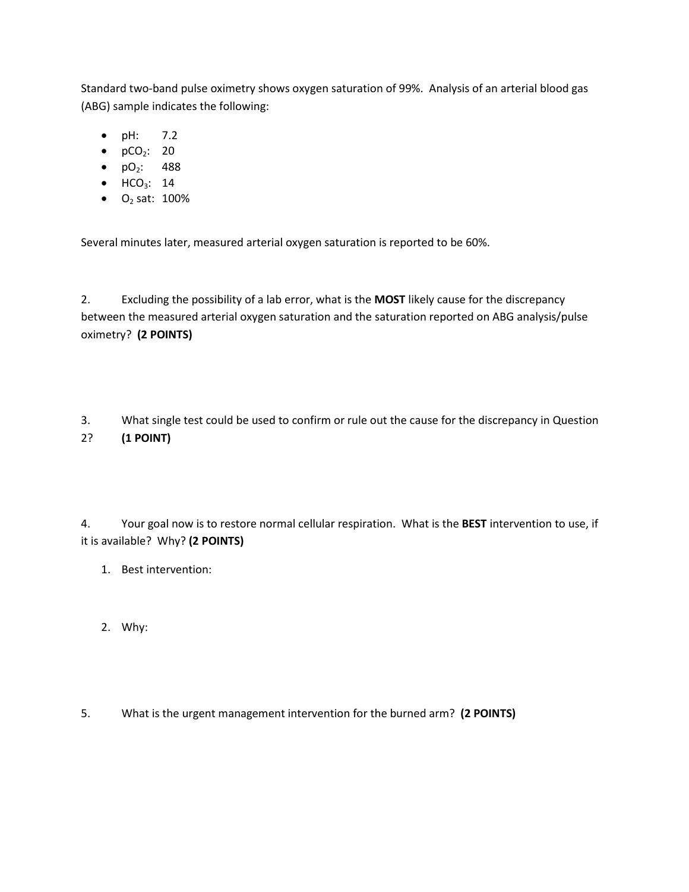Standard two-band pulse oximetry shows oxygen saturation of 99%. Analysis of an arterial blood gas (ABG) sample indicates the following:

- pH: 7.2
- $pCO_2$: 20
- $pO_2$: 488
- $HCO_3$: 14
- $O_2$ sat: 100%

Several minutes later, measured arterial oxygen saturation is reported to be 60%.

2. Excluding the possibility of a lab error, what is the **MOST** likely cause for the discrepancy between the measured arterial oxygen saturation and the saturation reported on ABG analysis/pulse oximetry? **(2 POINTS)**

3. What single test could be used to confirm or rule out the cause for the discrepancy in Question 2? **(1 POINT)**

4. Your goal now is to restore normal cellular respiration. What is the **BEST** intervention to use, if it is available? Why? **(2 POINTS)**

   1. Best intervention:

   2. Why:

5. What is the urgent management intervention for the burned arm? **(2 POINTS)**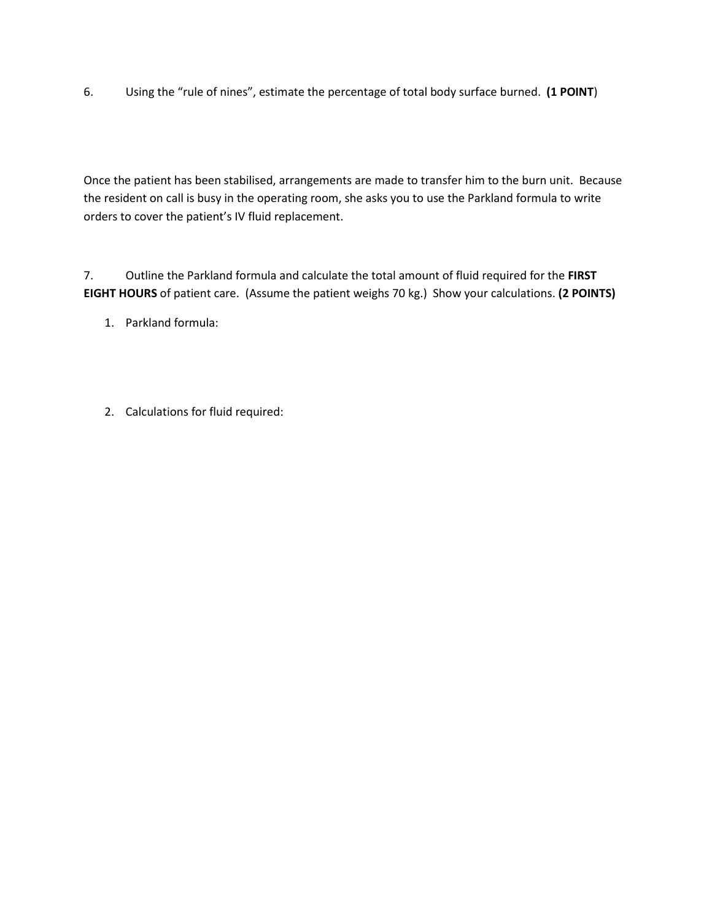6. Using the "rule of nines", estimate the percentage of total body surface burned. **(1 POINT)**

Once the patient has been stabilised, arrangements are made to transfer him to the burn unit. Because the resident on call is busy in the operating room, she asks you to use the Parkland formula to write orders to cover the patient's IV fluid replacement.

7. Outline the Parkland formula and calculate the total amount of fluid required for the **FIRST EIGHT HOURS** of patient care. (Assume the patient weighs 70 kg.) Show your calculations. **(2 POINTS)**

1. Parkland formula:

2. Calculations for fluid required: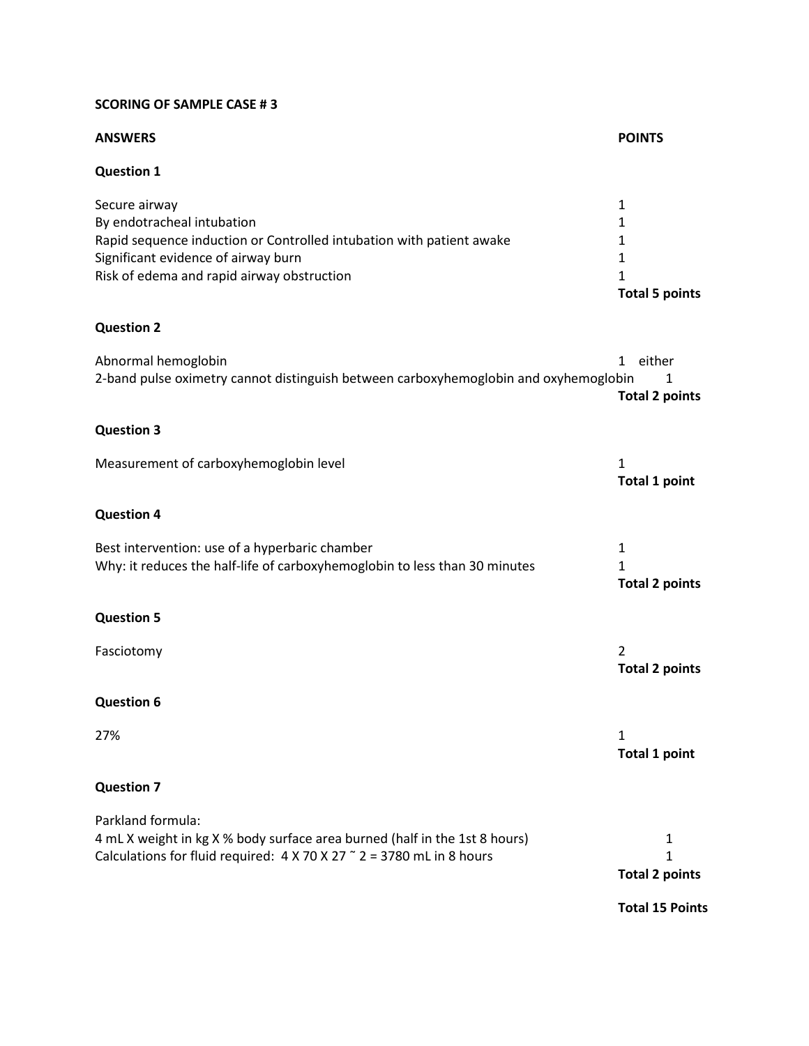**SCORING OF SAMPLE CASE # 3**

| ANSWERS | POINTS |
|---|---|
| **Question 1** | |
| Secure airway | 1 |
| By endotracheal intubation | 1 |
| Rapid sequence induction or Controlled intubation with patient awake | 1 |
| Significant evidence of airway burn | 1 |
| Risk of edema and rapid airway obstruction | 1 |
| | **Total 5 points** |
| **Question 2** | |
| Abnormal hemoglobin | 1 either |
| 2-band pulse oximetry cannot distinguish between carboxyhemoglobin and oxyhemoglobin | 1 |
| | **Total 2 points** |
| **Question 3** | |
| Measurement of carboxyhemoglobin level | 1 |
| | **Total 1 point** |
| **Question 4** | |
| Best intervention: use of a hyperbaric chamber | 1 |
| Why: it reduces the half-life of carboxyhemoglobin to less than 30 minutes | 1 |
| | **Total 2 points** |
| **Question 5** | |
| Fasciotomy | 2 |
| | **Total 2 points** |
| **Question 6** | |
| 27% | 1 |
| | **Total 1 point** |
| **Question 7** | |
| Parkland formula: | |
| 4 mL X weight in kg X % body surface area burned (half in the 1st 8 hours) | 1 |
| Calculations for fluid required: 4 X 70 X 27 ˜ 2 = 3780 mL in 8 hours | 1 |
| | **Total 2 points** |
| | **Total 15 Points** |